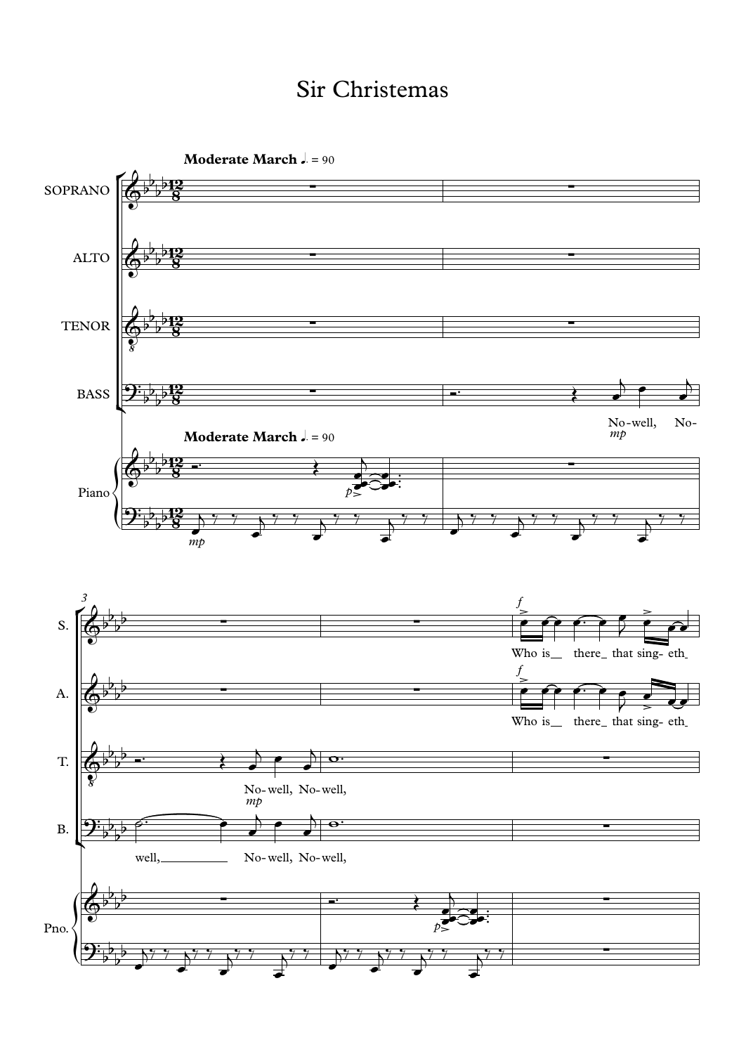# Sir Christemas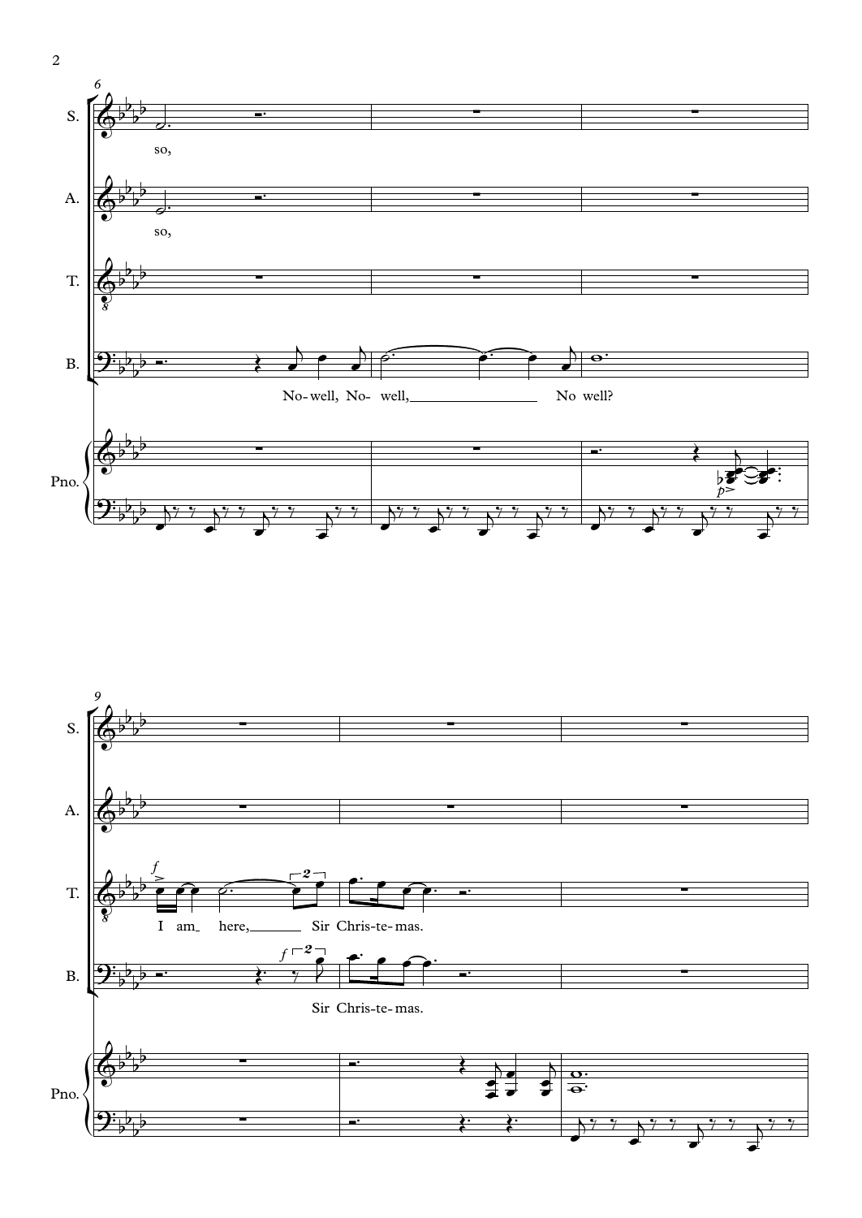S. so,

A. so,

B. No-well, No- well, No well?

T. I am here, Sir Chris-te-mas.

B. Sir Chris-te-mas.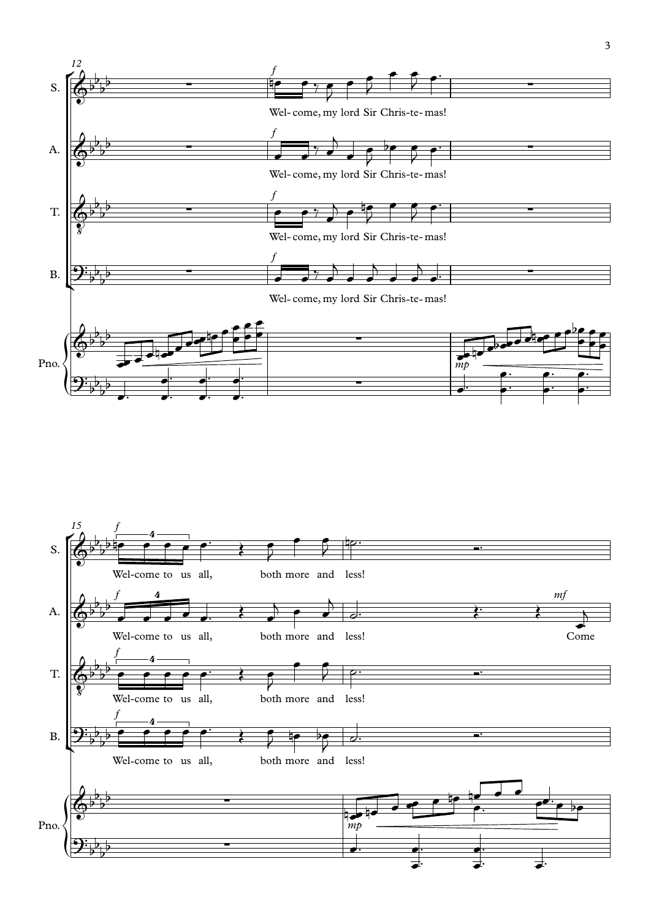Wel- come, my lord Sir Chris- te- mas!

Wel-come to us all, both more and less!

Come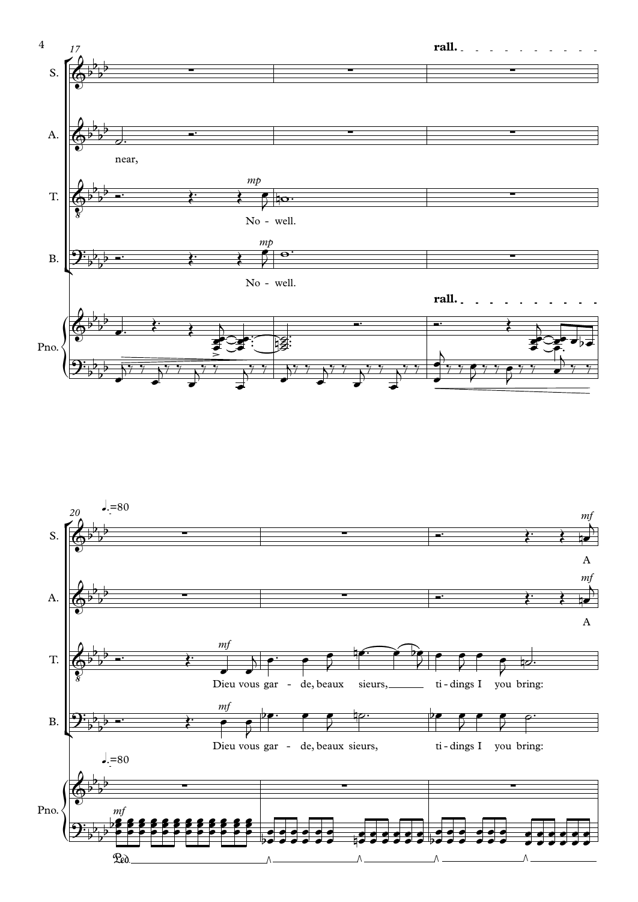17

rall.

S.

A.

near,

T.

*mp*

No - well.

B.

*mp*

No - well.

Pno.

rall.

20

♩. = 80

S.

*mf*

A

A.

*mf*

A

T.

*mf*

Dieu vous gar - de, beaux sieurs, ti - dings I you bring:

B.

*mf*

Dieu vous gar - de, beaux sieurs, ti - dings I you bring:

♩. = 80

Pno.

*mf*

Ped.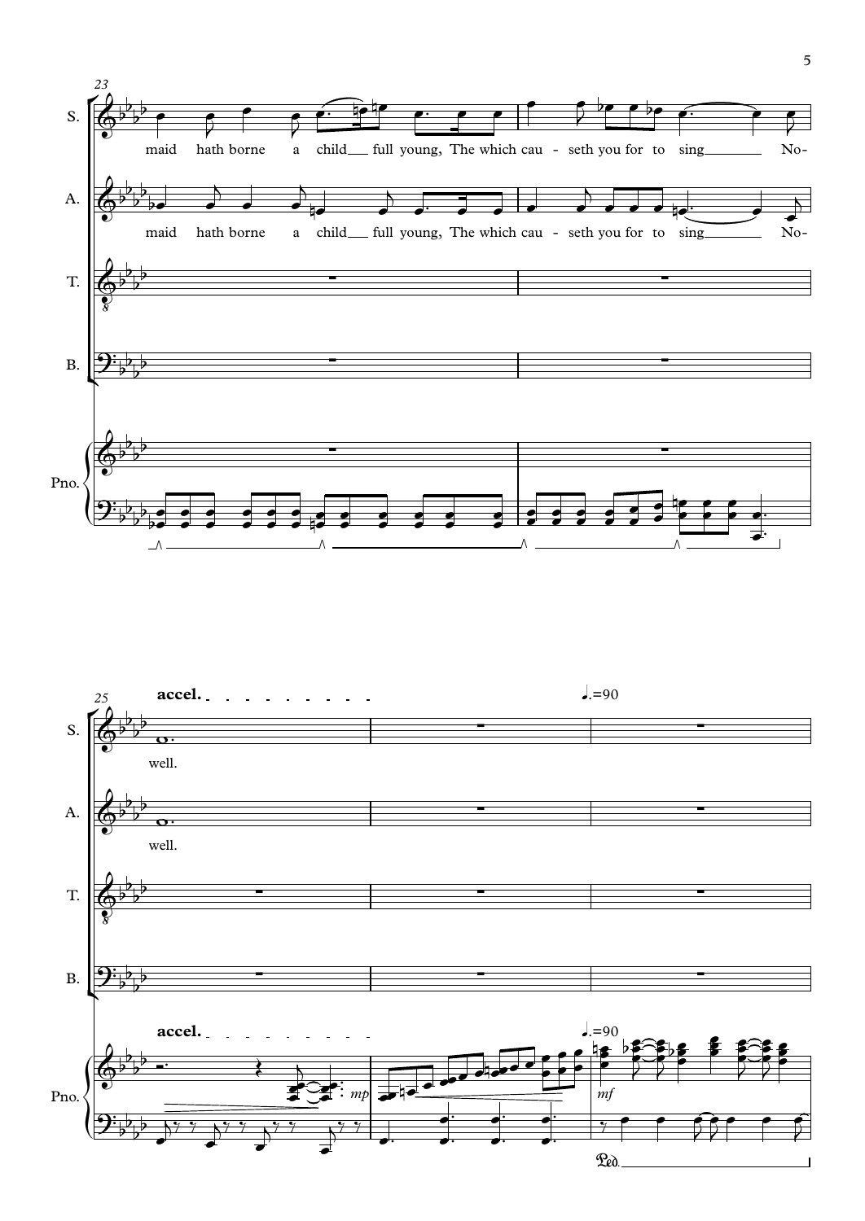23

S. maid hath borne a child full young, The which cau - seth you for to sing No-

A. maid hath borne a child full young, The which cau - seth you for to sing No-

T.

B.

Pno.

25

**accel.** ♩.=90

S. well.

A. well.

T.

B.

Pno. **accel.** *mp* ♩.=90 *mf*

Ped.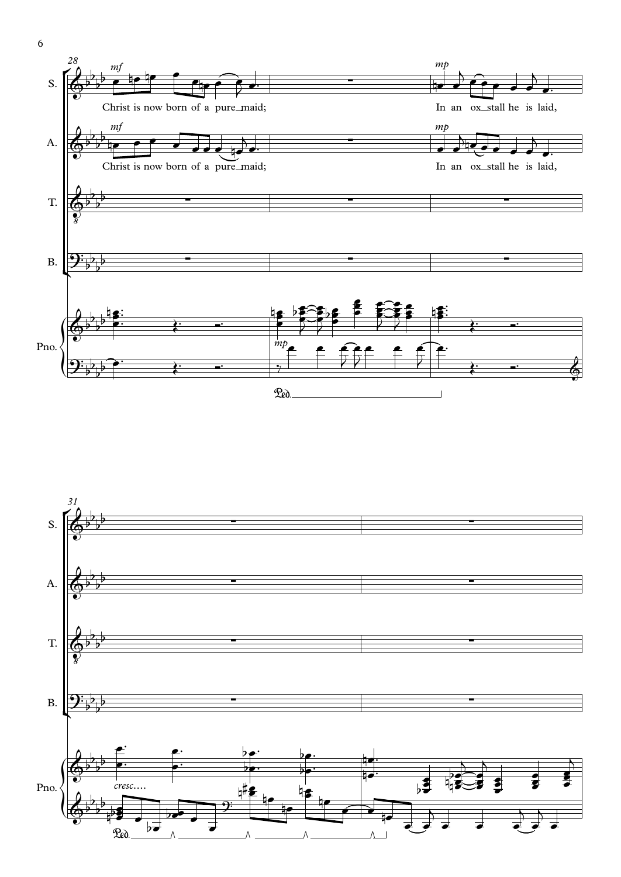28

S. *mf* Christ is now born of a pure_maid; *mp* In an ox_stall he is laid,

A. *mf* Christ is now born of a pure_maid; *mp* In an ox_stall he is laid,

T.

B.

Pno. *mp*

31

S.

A.

T.

B.

Pno. *cresc....*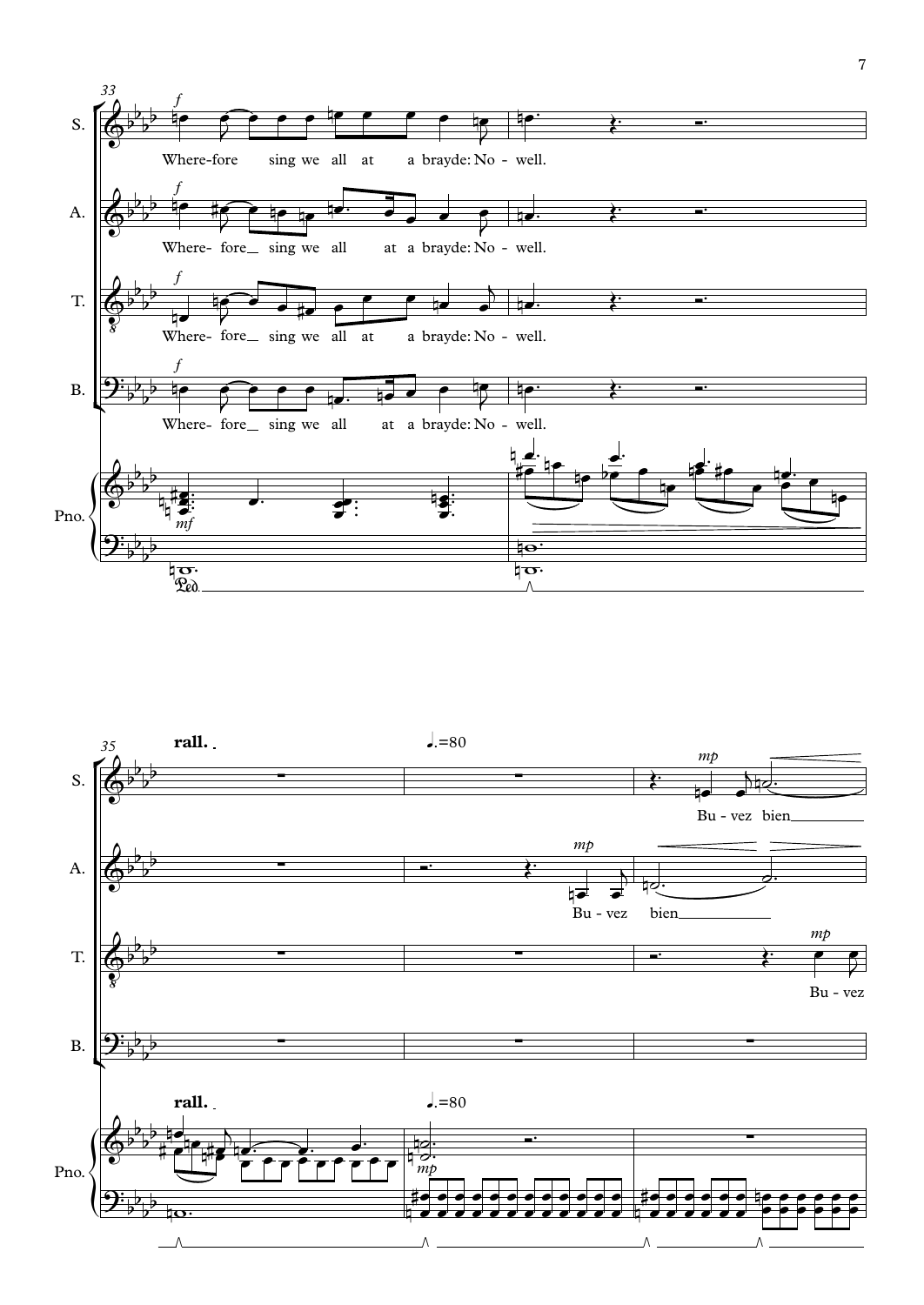33

S. *f* Where-fore sing we all at a brayde: No - well.

A. *f* Where- fore\_ sing we all at a brayde: No - well.

T. *f* Where- fore\_ sing we all at a brayde: No - well.

B. *f* Where- fore\_ sing we all at a brayde: No - well.

Pno. *mf*

35

**rall.** ♩.=80

S. *mp* Bu - vez bien\_\_\_\_

A. *mp* Bu - vez bien\_\_\_\_

T. *mp* Bu - vez

B.

Pno. **rall.** ♩.=80 *mp*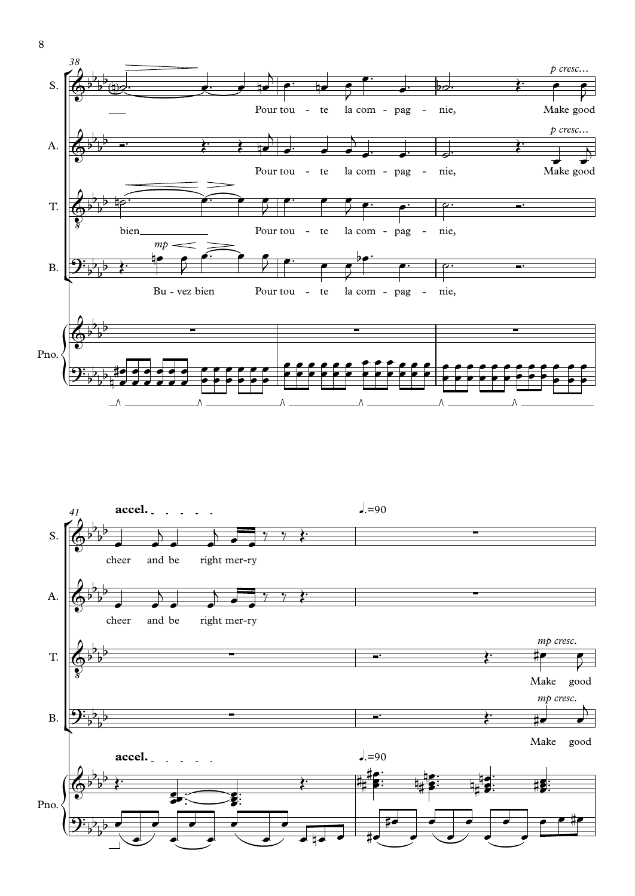38

**S.** Pour tou - te la com - pag - nie, *p cresc...* Make good

**A.** Pour tou - te la com - pag - nie, *p cresc...* Make good

**T.** bien Pour tou - te la com - pag - nie,

**B.** *mp* Bu - vez bien Pour tou - te la com - pag - nie,

**Pno.**

41

**accel.** ♩.=90

**S.** cheer and be right mer-ry

**A.** cheer and be right mer-ry

**T.** *mp cresc.* Make good

**B.** *mp cresc.* Make good

**Pno.** **accel.** ♩.=90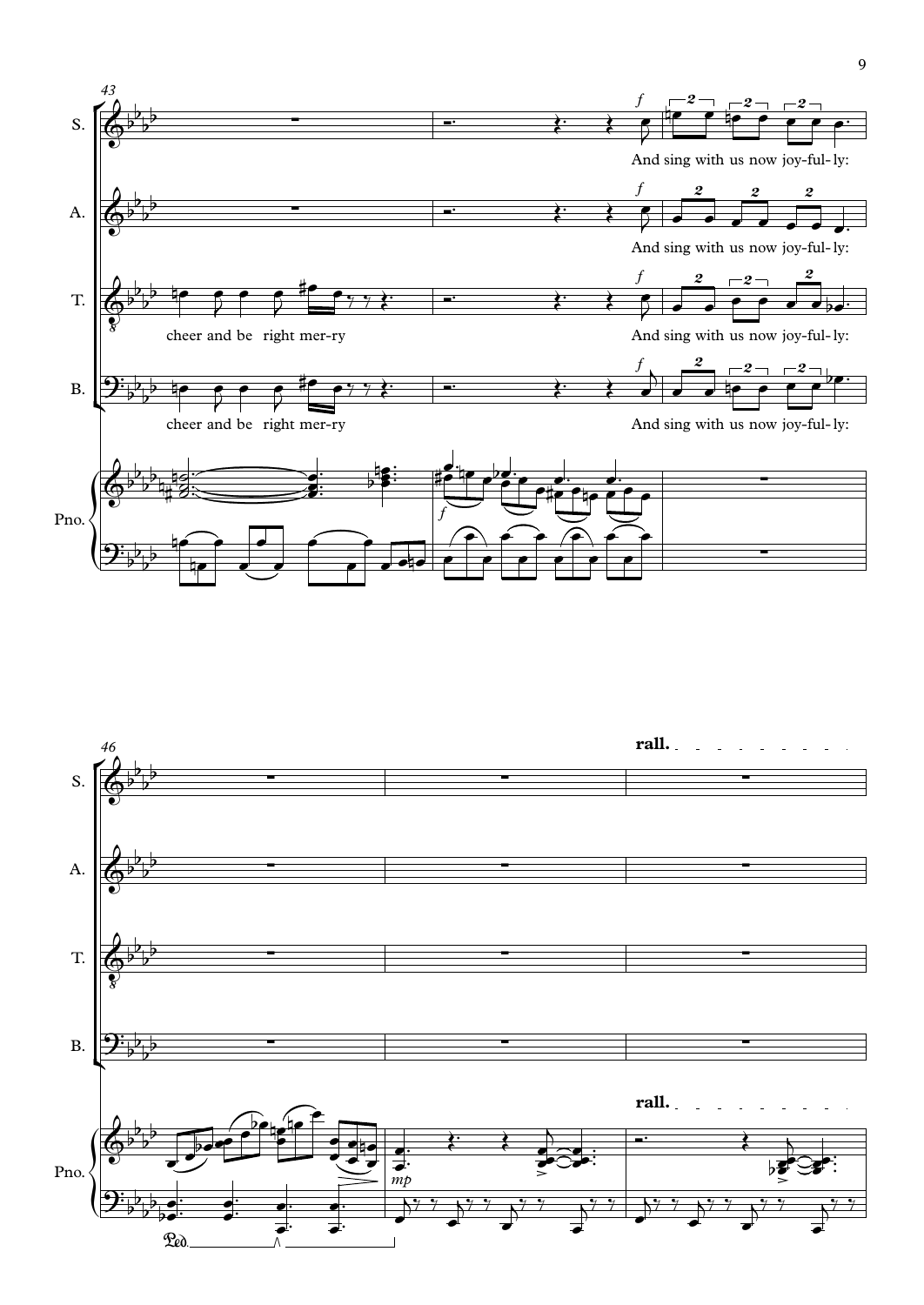cheer and be right mer-ry

And sing with us now joy-ful-ly:

rall.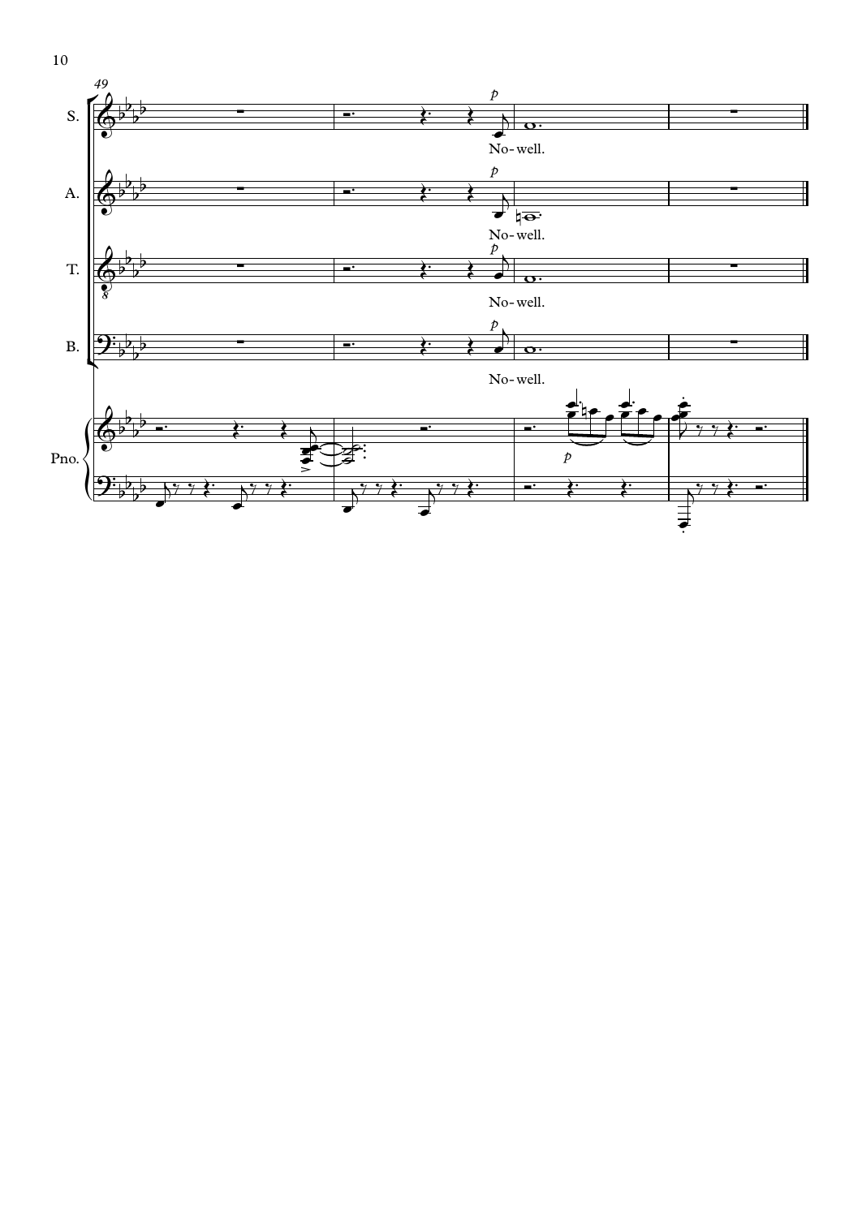49

S.

A.

T.

B.

Pno.

*p*

No-well.

*p*

No-well.

*p*

No-well.

*p*

No-well.

*p*